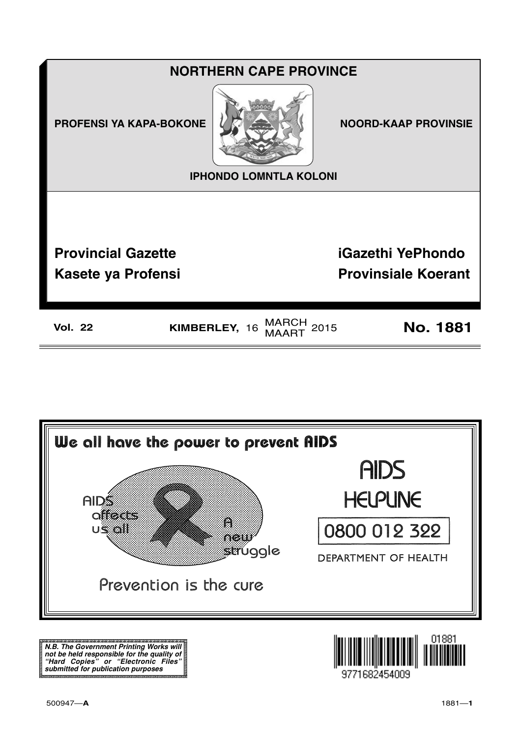# NORTHERN CAPE PROVINCE

**PROFENSI YA KAPA-BOKONE** | **NOORD-KAAP PROVINSIE**

**IPHONDO LOMNTLA KOLONI**

## Provincial Gazette
## Kasete ya Profensi
## iGazethi YePhondo
## Provinsiale Koerant

**Vol. 22** | **KIMBERLEY,** 16 MARCH / MAART 2015 | **No. 1881**

---

**We all have the power to prevent AIDS**

AIDS affects us all

A new struggle

Prevention is the cure

AIDS HELPLINE

0800 012 322

DEPARTMENT OF HEALTH

---

***N.B. The Government Printing Works will not be held responsible for the quality of "Hard Copies" or "Electronic Files" submitted for publication purposes***

01881

9771682454009

500947—**A**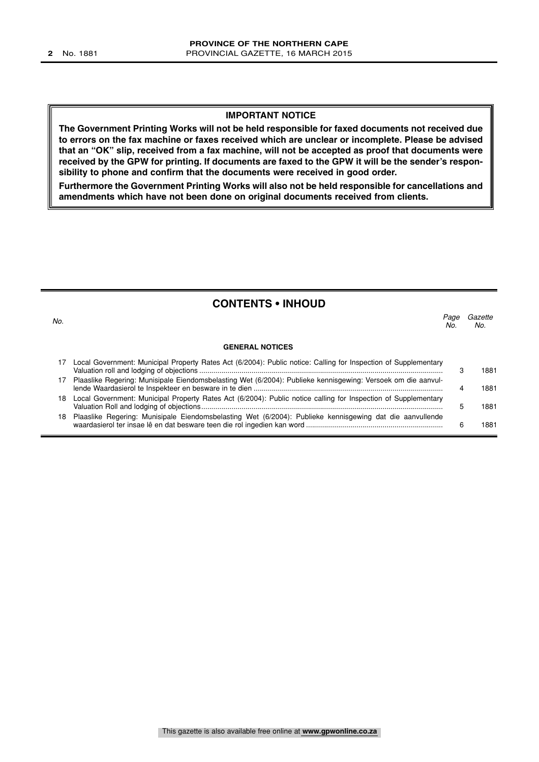**IMPORTANT NOTICE**

**The Government Printing Works will not be held responsible for faxed documents not received due to errors on the fax machine or faxes received which are unclear or incomplete. Please be advised that an "OK" slip, received from a fax machine, will not be accepted as proof that documents were received by the GPW for printing. If documents are faxed to the GPW it will be the sender's responsibility to phone and confirm that the documents were received in good order.**

**Furthermore the Government Printing Works will also not be held responsible for cancellations and amendments which have not been done on original documents received from clients.**

## CONTENTS • INHOUD

| *No.* | | *Page No.* | *Gazette No.* |
|---|---|---|---|
| | **GENERAL NOTICES** | | |
| 17 | Local Government: Municipal Property Rates Act (6/2004): Public notice: Calling for Inspection of Supplementary Valuation roll and lodging of objections | 3 | 1881 |
| 17 | Plaaslike Regering: Munisipale Eiendomsbelasting Wet (6/2004): Publieke kennisgewing: Versoek om die aanvullende Waardasierol te Inspekteer en besware in te dien | 4 | 1881 |
| 18 | Local Government: Municipal Property Rates Act (6/2004): Public notice calling for Inspection of Supplementary Valuation Roll and lodging of objections | 5 | 1881 |
| 18 | Plaaslike Regering: Munisipale Eiendomsbelasting Wet (6/2004): Publieke kennisgewing dat die aanvullende waardasierol ter insae lê en dat besware teen die rol ingedien kan word | 6 | 1881 |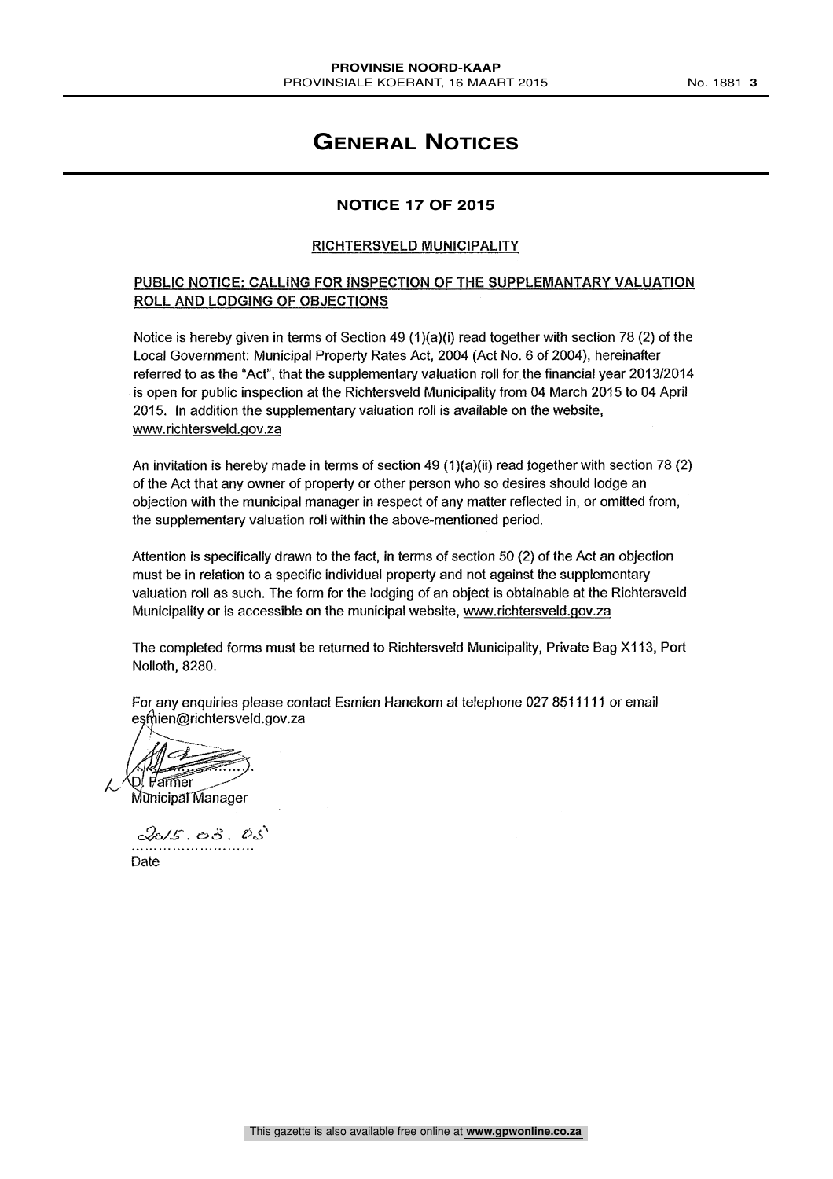# GENERAL NOTICES

## NOTICE 17 OF 2015

### RICHTERSVELD MUNICIPALITY

### PUBLIC NOTICE: CALLING FOR INSPECTION OF THE SUPPLEMANTARY VALUATION ROLL AND LODGING OF OBJECTIONS

Notice is hereby given in terms of Section 49 (1)(a)(i) read together with section 78 (2) of the Local Government: Municipal Property Rates Act, 2004 (Act No. 6 of 2004), hereinafter referred to as the "Act", that the supplementary valuation roll for the financial year 2013/2014 is open for public inspection at the Richtersveld Municipality from 04 March 2015 to 04 April 2015. In addition the supplementary valuation roll is available on the website, www.richtersveld.gov.za

An invitation is hereby made in terms of section 49 (1)(a)(ii) read together with section 78 (2) of the Act that any owner of property or other person who so desires should lodge an objection with the municipal manager in respect of any matter reflected in, or omitted from, the supplementary valuation roll within the above-mentioned period.

Attention is specifically drawn to the fact, in terms of section 50 (2) of the Act an objection must be in relation to a specific individual property and not against the supplementary valuation roll as such. The form for the lodging of an object is obtainable at the Richtersveld Municipality or is accessible on the municipal website, www.richtersveld.gov.za

The completed forms must be returned to Richtersveld Municipality, Private Bag X113, Port Nolloth, 8280.

For any enquiries please contact Esmien Hanekom at telephone 027 8511111 or email esmien@richtersveld.gov.za

D. Farmer
Municipal Manager

2015.03.05
Date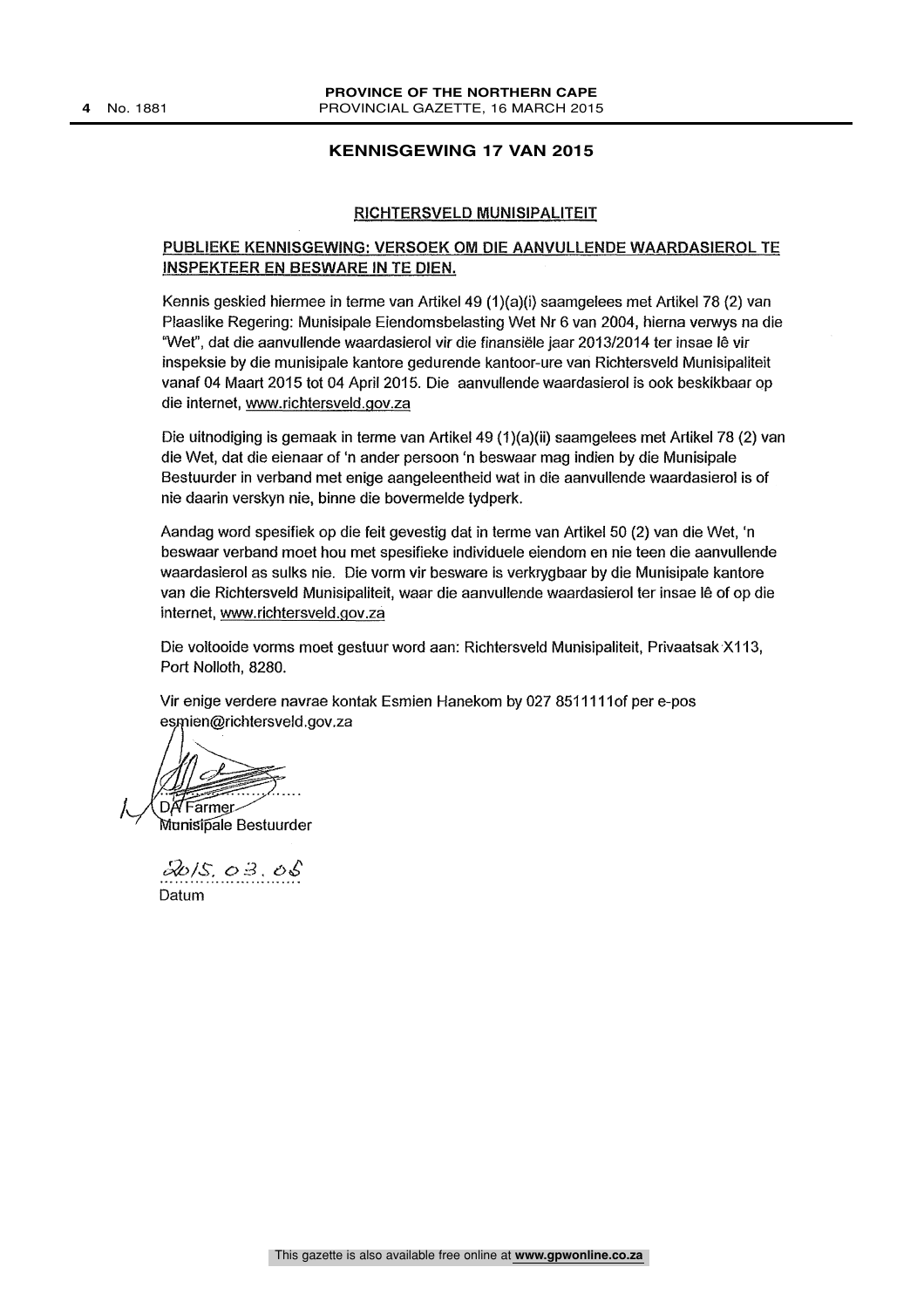## KENNISGEWING 17 VAN 2015

### RICHTERSVELD MUNISIPALITEIT

**PUBLIEKE KENNISGEWING: VERSOEK OM DIE AANVULLENDE WAARDASIEROL TE INSPEKTEER EN BESWARE IN TE DIEN.**

Kennis geskied hiermee in terme van Artikel 49 (1)(a)(i) saamgelees met Artikel 78 (2) van Plaaslike Regering: Munisipale Eiendomsbelasting Wet Nr 6 van 2004, hierna verwys na die "Wet", dat die aanvullende waardasierol vir die finansiële jaar 2013/2014 ter insae lê vir inspeksie by die munisipale kantore gedurende kantoor-ure van Richtersveld Munisipaliteit vanaf 04 Maart 2015 tot 04 April 2015. Die aanvullende waardasierol is ook beskikbaar op die internet, www.richtersveld.gov.za

Die uitnodiging is gemaak in terme van Artikel 49 (1)(a)(ii) saamgelees met Artikel 78 (2) van die Wet, dat die eienaar of 'n ander persoon 'n beswaar mag indien by die Munisipale Bestuurder in verband met enige aangeleentheid wat in die aanvullende waardasierol is of nie daarin verskyn nie, binne die bovermelde tydperk.

Aandag word spesifiek op die feit gevestig dat in terme van Artikel 50 (2) van die Wet, 'n beswaar verband moet hou met spesifieke individuele eiendom en nie teen die aanvullende waardasierol as sulks nie. Die vorm vir besware is verkrygbaar by die Munisipale kantore van die Richtersveld Munisipaliteit, waar die aanvullende waardasierol ter insae lê of op die internet, www.richtersveld.gov.za

Die voltooide vorms moet gestuur word aan: Richtersveld Munisipaliteit, Privaatsak X113, Port Nolloth, 8280.

Vir enige verdere navrae kontak Esmien Hanekom by 027 8511111of per e-pos esmien@richtersveld.gov.za

DA Farmer
Munisipale Bestuurder

2015. 03. 05
Datum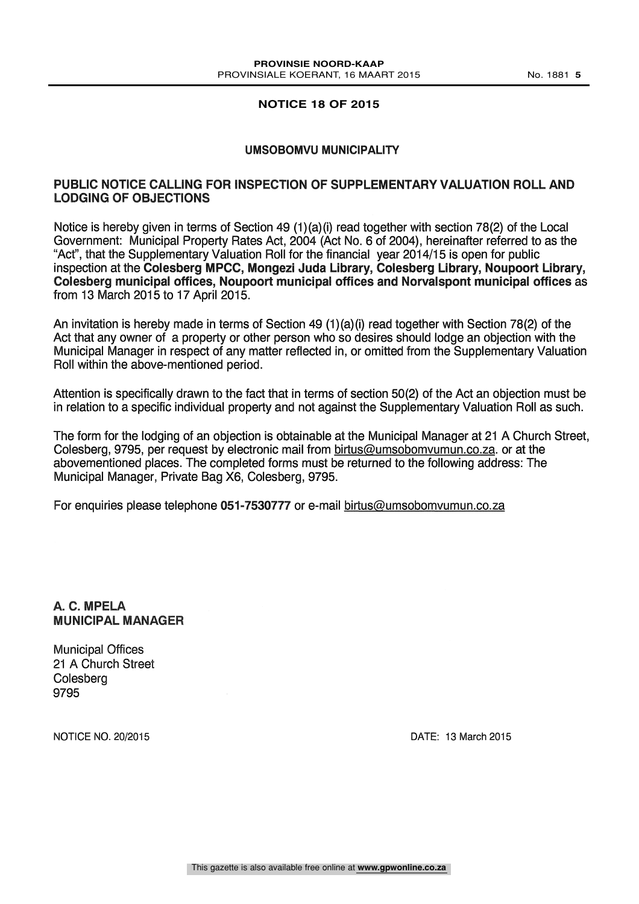## NOTICE 18 OF 2015

### UMSOBOMVU MUNICIPALITY

### PUBLIC NOTICE CALLING FOR INSPECTION OF SUPPLEMENTARY VALUATION ROLL AND LODGING OF OBJECTIONS

Notice is hereby given in terms of Section 49 (1)(a)(i) read together with section 78(2) of the Local Government: Municipal Property Rates Act, 2004 (Act No. 6 of 2004), hereinafter referred to as the "Act", that the Supplementary Valuation Roll for the financial year 2014/15 is open for public inspection at the **Colesberg MPCC, Mongezi Juda Library, Colesberg Library, Noupoort Library, Colesberg municipal offices, Noupoort municipal offices and Norvalspont municipal offices** as from 13 March 2015 to 17 April 2015.

An invitation is hereby made in terms of Section 49 (1)(a)(i) read together with Section 78(2) of the Act that any owner of a property or other person who so desires should lodge an objection with the Municipal Manager in respect of any matter reflected in, or omitted from the Supplementary Valuation Roll within the above-mentioned period.

Attention is specifically drawn to the fact that in terms of section 50(2) of the Act an objection must be in relation to a specific individual property and not against the Supplementary Valuation Roll as such.

The form for the lodging of an objection is obtainable at the Municipal Manager at 21 A Church Street, Colesberg, 9795, per request by electronic mail from birtus@umsobomvumun.co.za. or at the abovementioned places. The completed forms must be returned to the following address: The Municipal Manager, Private Bag X6, Colesberg, 9795.

For enquiries please telephone **051-7530777** or e-mail birtus@umsobomvumun.co.za

**A. C. MPELA**
**MUNICIPAL MANAGER**

Municipal Offices
21 A Church Street
Colesberg
9795

NOTICE NO. 20/2015

DATE: 13 March 2015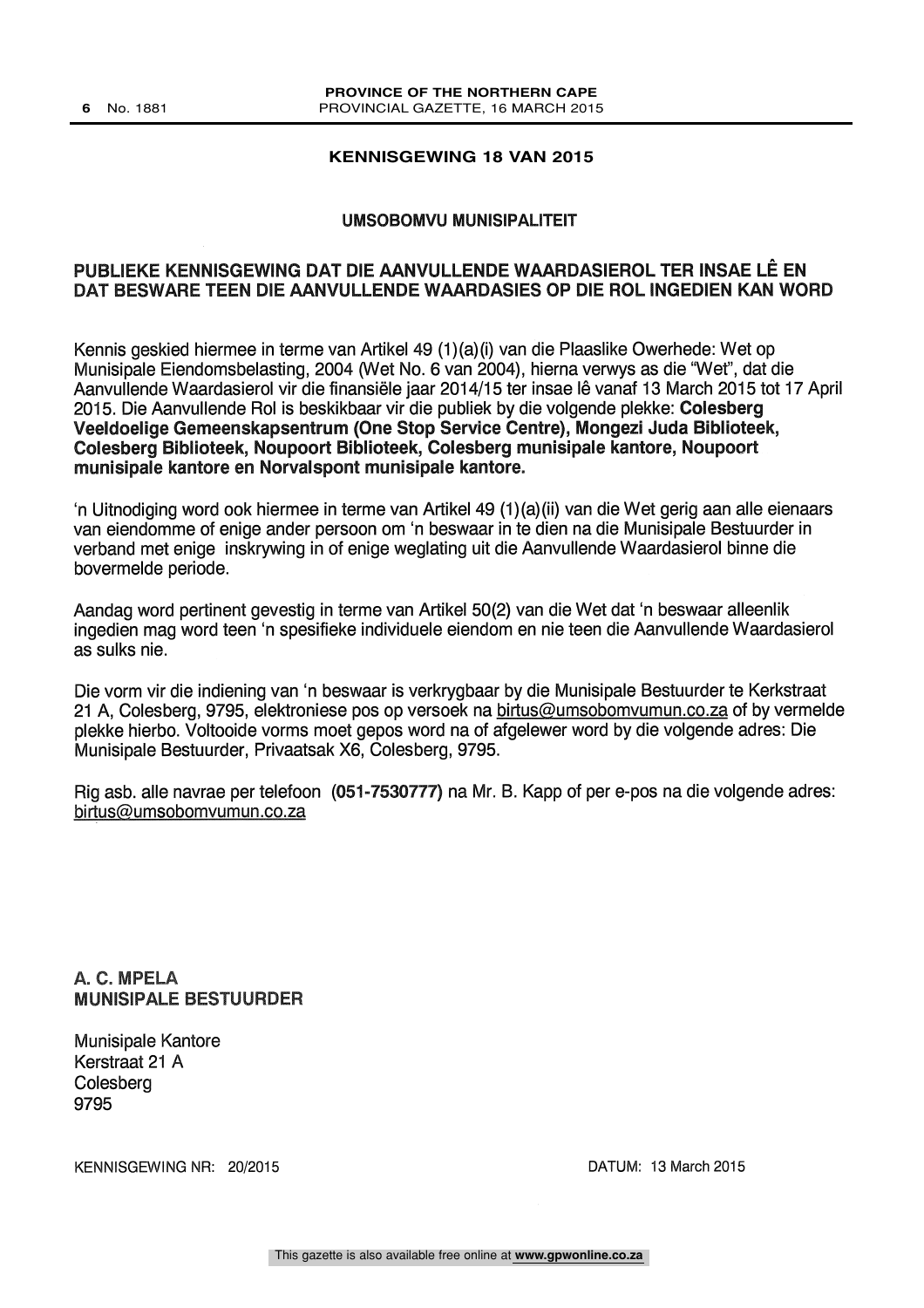## KENNISGEWING 18 VAN 2015

### UMSOBOMVU MUNISIPALITEIT

### PUBLIEKE KENNISGEWING DAT DIE AANVULLENDE WAARDASIEROL TER INSAE LÊ EN DAT BESWARE TEEN DIE AANVULLENDE WAARDASIES OP DIE ROL INGEDIEN KAN WORD

Kennis geskied hiermee in terme van Artikel 49 (1)(a)(i) van die Plaaslike Owerhede: Wet op Munisipale Eiendomsbelasting, 2004 (Wet No. 6 van 2004), hierna verwys as die "Wet", dat die Aanvullende Waardasierol vir die finansiële jaar 2014/15 ter insae lê vanaf 13 March 2015 tot 17 April 2015. Die Aanvullende Rol is beskikbaar vir die publiek by die volgende plekke: **Colesberg Veeldoelige Gemeenskapsentrum (One Stop Service Centre), Mongezi Juda Biblioteek, Colesberg Biblioteek, Noupoort Biblioteek, Colesberg munisipale kantore, Noupoort munisipale kantore en Norvalspont munisipale kantore.**

'n Uitnodiging word ook hiermee in terme van Artikel 49 (1)(a)(ii) van die Wet gerig aan alle eienaars van eiendomme of enige ander persoon om 'n beswaar in te dien na die Munisipale Bestuurder in verband met enige inskrywing in of enige weglating uit die Aanvullende Waardasierol binne die bovermelde periode.

Aandag word pertinent gevestig in terme van Artikel 50(2) van die Wet dat 'n beswaar alleenlik ingedien mag word teen 'n spesifieke individuele eiendom en nie teen die Aanvullende Waardasierol as sulks nie.

Die vorm vir die indiening van 'n beswaar is verkrygbaar by die Munisipale Bestuurder te Kerkstraat 21 A, Colesberg, 9795, elektroniese pos op versoek na birtus@umsobomvumun.co.za of by vermelde plekke hierbo. Voltooide vorms moet gepos word na of afgelewer word by die volgende adres: Die Munisipale Bestuurder, Privaatsak X6, Colesberg, 9795.

Rig asb. alle navrae per telefoon **(051-7530777)** na Mr. B. Kapp of per e-pos na die volgende adres: birtus@umsobomvumun.co.za

**A. C. MPELA**
**MUNISIPALE BESTUURDER**

Munisipale Kantore
Kerstraat 21 A
Colesberg
9795

KENNISGEWING NR: 20/2015

DATUM: 13 March 2015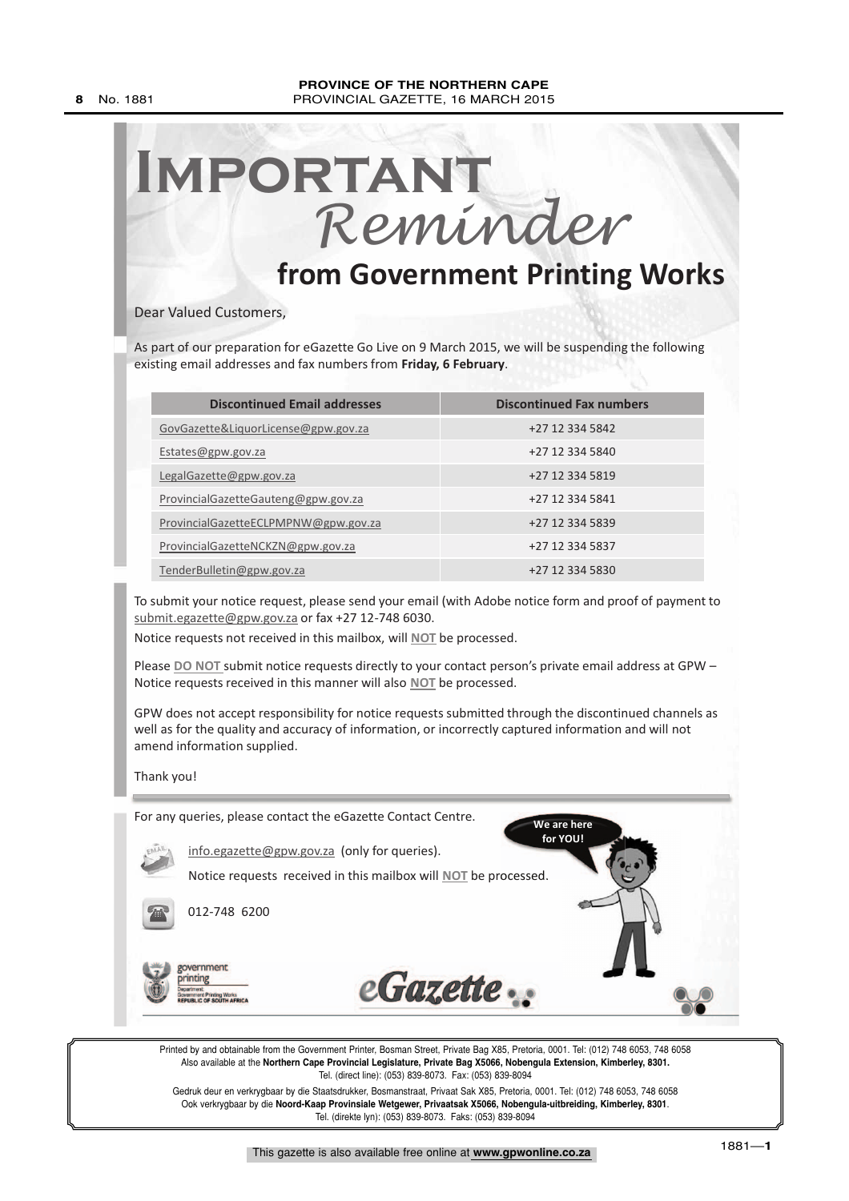# IMPORTANT *Reminder*

## from Government Printing Works

Dear Valued Customers,

As part of our preparation for eGazette Go Live on 9 March 2015, we will be suspending the following existing email addresses and fax numbers from **Friday, 6 February**.

| Discontinued Email addresses | Discontinued Fax numbers |
|---|---|
| GovGazette&LiquorLicense@gpw.gov.za | +27 12 334 5842 |
| Estates@gpw.gov.za | +27 12 334 5840 |
| LegalGazette@gpw.gov.za | +27 12 334 5819 |
| ProvincialGazetteGauteng@gpw.gov.za | +27 12 334 5841 |
| ProvincialGazetteECLPMPNW@gpw.gov.za | +27 12 334 5839 |
| ProvincialGazetteNCKZN@gpw.gov.za | +27 12 334 5837 |
| TenderBulletin@gpw.gov.za | +27 12 334 5830 |

To submit your notice request, please send your email (with Adobe notice form and proof of payment to submit.egazette@gpw.gov.za or fax +27 12-748 6030.

Notice requests not received in this mailbox, will **NOT** be processed.

Please **DO NOT** submit notice requests directly to your contact person's private email address at GPW – Notice requests received in this manner will also **NOT** be processed.

GPW does not accept responsibility for notice requests submitted through the discontinued channels as well as for the quality and accuracy of information, or incorrectly captured information and will not amend information supplied.

Thank you!

For any queries, please contact the eGazette Contact Centre.

info.egazette@gpw.gov.za (only for queries).

Notice requests received in this mailbox will **NOT** be processed.

012-748 6200

We are here for YOU!

government printing
Department: Government Printing Works
REPUBLIC OF SOUTH AFRICA

eGazette

---

Printed by and obtainable from the Government Printer, Bosman Street, Private Bag X85, Pretoria, 0001. Tel: (012) 748 6053, 748 6058
Also available at the **Northern Cape Provincial Legislature, Private Bag X5066, Nobengula Extension, Kimberley, 8301.**
Tel. (direct line): (053) 839-8073. Fax: (053) 839-8094

Gedruk deur en verkrygbaar by die Staatsdrukker, Bosmanstraat, Privaat Sak X85, Pretoria, 0001. Tel: (012) 748 6053, 748 6058
Ook verkrygbaar by die **Noord-Kaap Provinsiale Wetgewer, Privaatsak X5066, Nobengula-uitbreiding, Kimberley, 8301**.
Tel. (direkte lyn): (053) 839-8073. Faks: (053) 839-8094

This gazette is also available free online at **www.gpwonline.co.za**